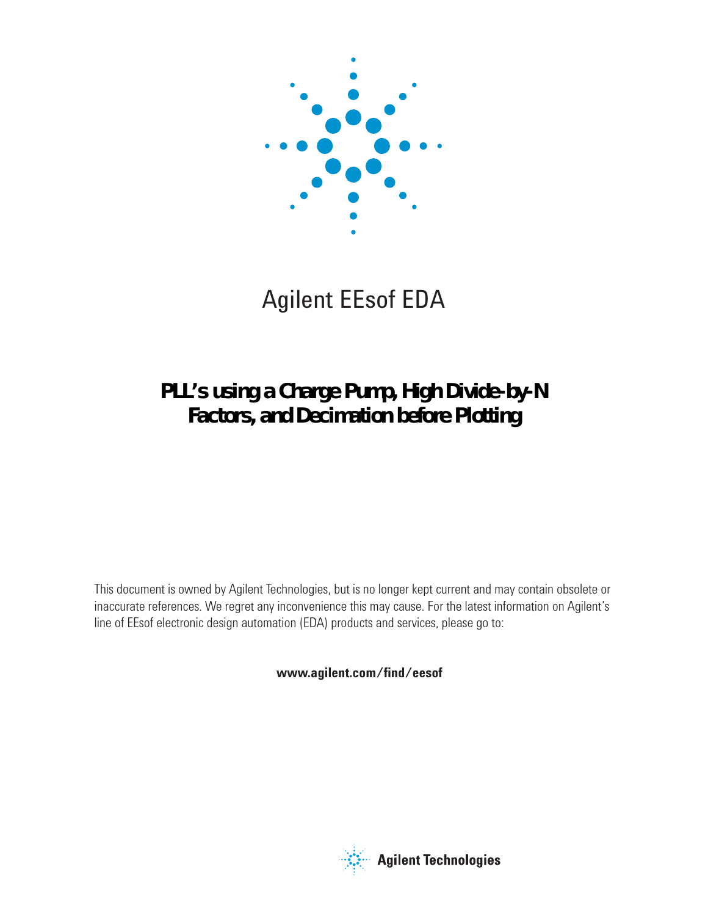Agilent EEsof EDA

# PLL's using a Charge Pump, High Divide-by-N Factors, and Decimation before Plotting

This document is owned by Agilent Technologies, but is no longer kept current and may contain obsolete or inaccurate references. We regret any inconvenience this may cause. For the latest information on Agilent's line of EEsof electronic design automation (EDA) products and services, please go to:

**www.agilent.com/find/eesof**

Agilent Technologies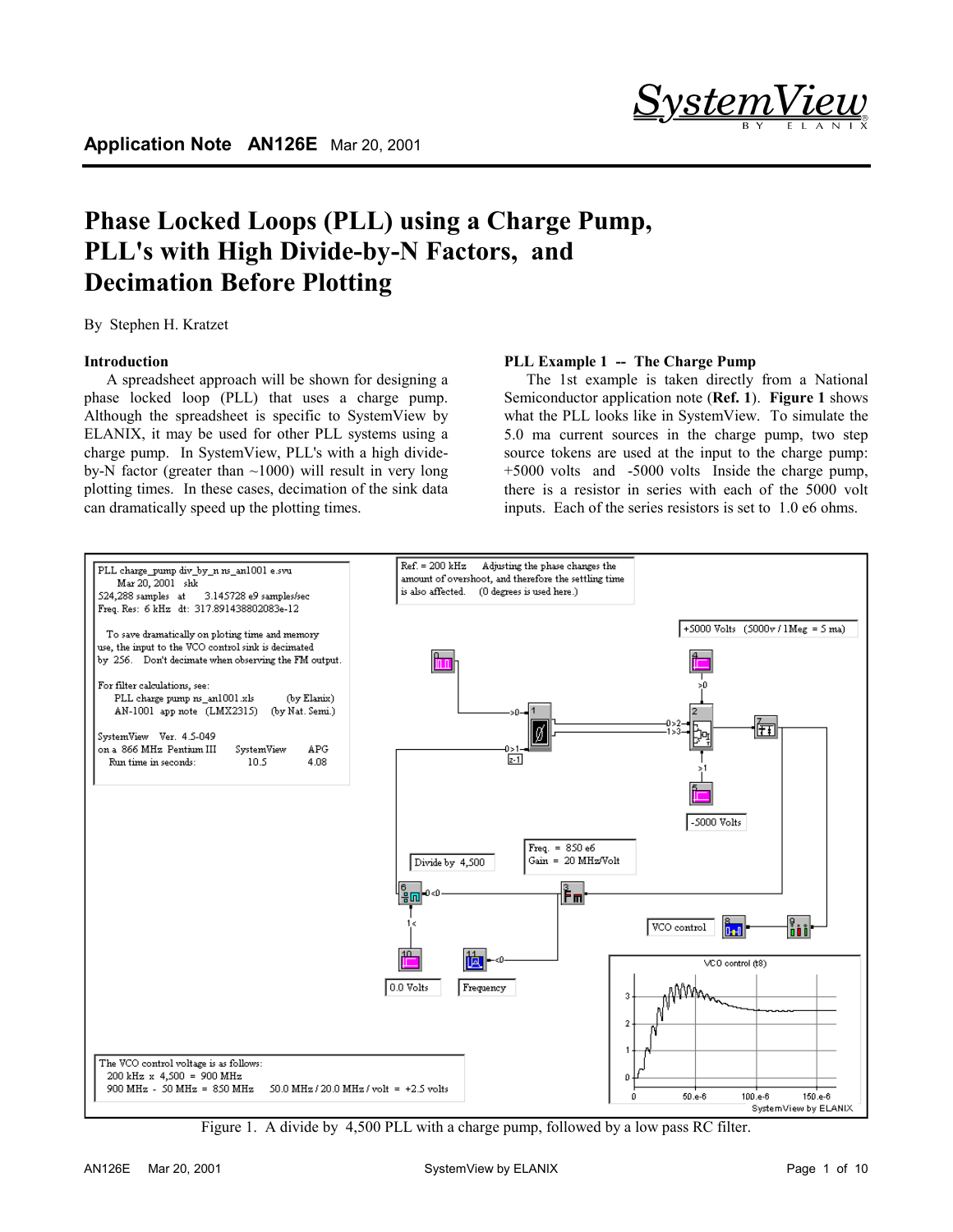# Phase Locked Loops (PLL) using a Charge Pump, PLL's with High Divide-by-N Factors, and Decimation Before Plotting

By Stephen H. Kratzet

### Introduction

A spreadsheet approach will be shown for designing a phase locked loop (PLL) that uses a charge pump. Although the spreadsheet is specific to SystemView by ELANIX, it may be used for other PLL systems using a charge pump. In SystemView, PLL's with a high divide-by-N factor (greater than ~1000) will result in very long plotting times. In these cases, decimation of the sink data can dramatically speed up the plotting times.

### PLL Example 1 -- The Charge Pump

The 1st example is taken directly from a National Semiconductor application note (**Ref. 1**). **Figure 1** shows what the PLL looks like in SystemView. To simulate the 5.0 ma current sources in the charge pump, two step source tokens are used at the input to the charge pump: +5000 volts and -5000 volts. Inside the charge pump, there is a resistor in series with each of the 5000 volt inputs. Each of the series resistors is set to 1.0 e6 ohms.

Figure 1. A divide by 4,500 PLL with a charge pump, followed by a low pass RC filter.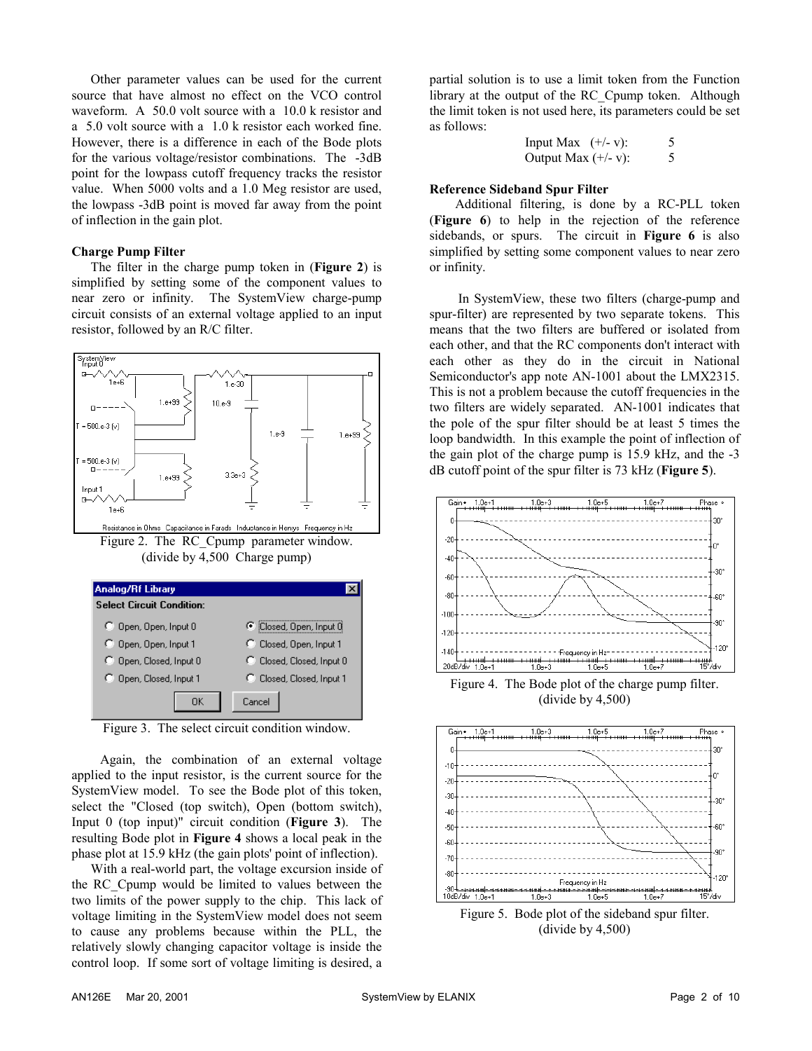Other parameter values can be used for the current source that have almost no effect on the VCO control waveform. A 50.0 volt source with a 10.0 k resistor and a 5.0 volt source with a 1.0 k resistor each worked fine. However, there is a difference in each of the Bode plots for the various voltage/resistor combinations. The -3dB point for the lowpass cutoff frequency tracks the resistor value. When 5000 volts and a 1.0 Meg resistor are used, the lowpass -3dB point is moved far away from the point of inflection in the gain plot.

**Charge Pump Filter**

The filter in the charge pump token in (**Figure 2**) is simplified by setting some of the component values to near zero or infinity. The SystemView charge-pump circuit consists of an external voltage applied to an input resistor, followed by an R/C filter.

Figure 2. The RC_Cpump parameter window. (divide by 4,500 Charge pump)

Figure 3. The select circuit condition window.

Again, the combination of an external voltage applied to the input resistor, is the current source for the SystemView model. To see the Bode plot of this token, select the "Closed (top switch), Open (bottom switch), Input 0 (top input)" circuit condition (**Figure 3**). The resulting Bode plot in **Figure 4** shows a local peak in the phase plot at 15.9 kHz (the gain plots' point of inflection).

With a real-world part, the voltage excursion inside of the RC_Cpump would be limited to values between the two limits of the power supply to the chip. This lack of voltage limiting in the SystemView model does not seem to cause any problems because within the PLL, the relatively slowly changing capacitor voltage is inside the control loop. If some sort of voltage limiting is desired, a partial solution is to use a limit token from the Function library at the output of the RC_Cpump token. Although the limit token is not used here, its parameters could be set as follows:

| | |
|---|---|
| Input Max (+/- v): | 5 |
| Output Max (+/- v): | 5 |

**Reference Sideband Spur Filter**

Additional filtering, is done by a RC-PLL token (**Figure 6**) to help in the rejection of the reference sidebands, or spurs. The circuit in **Figure 6** is also simplified by setting some component values to near zero or infinity.

In SystemView, these two filters (charge-pump and spur-filter) are represented by two separate tokens. This means that the two filters are buffered or isolated from each other, and that the RC components don't interact with each other as they do in the circuit in National Semiconductor's app note AN-1001 about the LMX2315. This is not a problem because the cutoff frequencies in the two filters are widely separated. AN-1001 indicates that the pole of the spur filter should be at least 5 times the loop bandwidth. In this example the point of inflection of the gain plot of the charge pump is 15.9 kHz, and the -3 dB cutoff point of the spur filter is 73 kHz (**Figure 5**).

Figure 4. The Bode plot of the charge pump filter. (divide by 4,500)

Figure 5. Bode plot of the sideband spur filter. (divide by 4,500)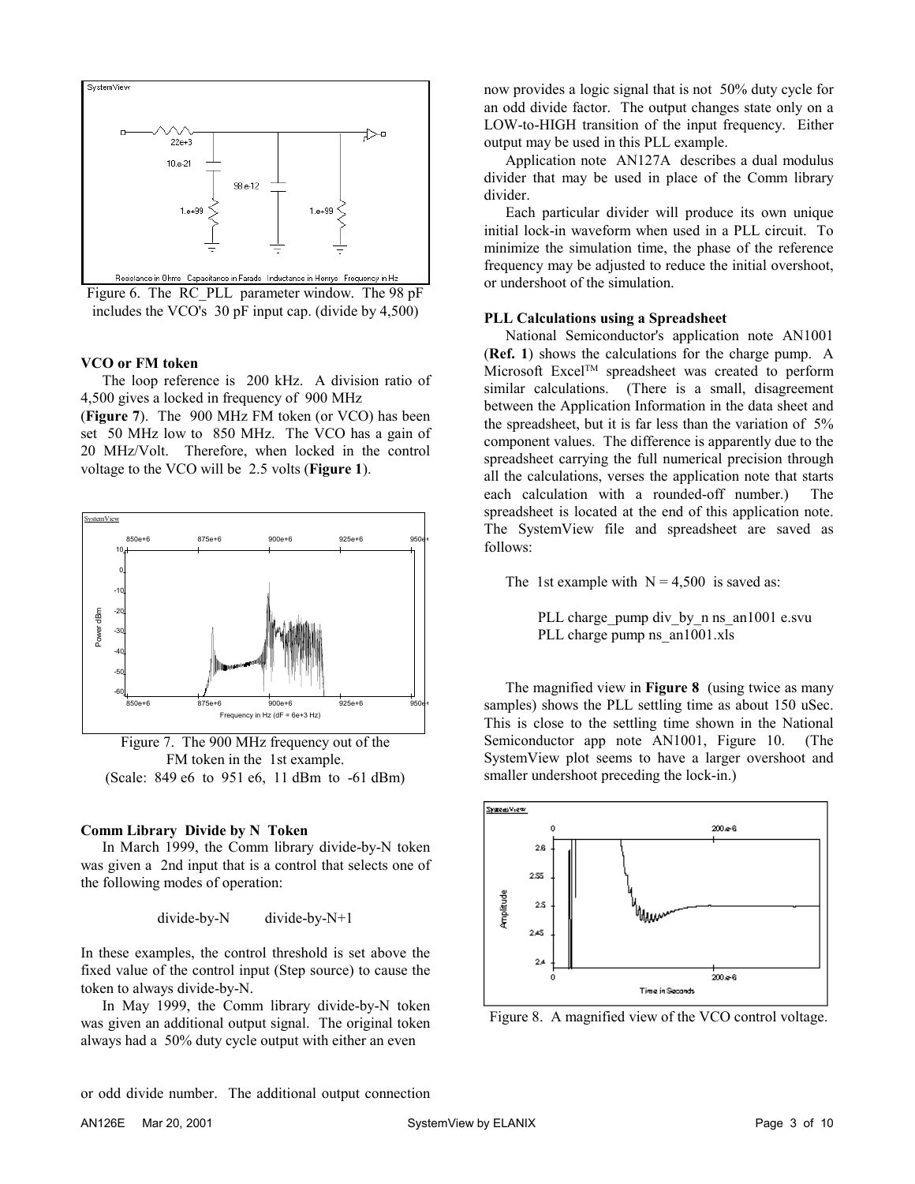Figure 6. The RC_PLL parameter window. The 98 pF includes the VCO's 30 pF input cap. (divide by 4,500)

**VCO or FM token**

The loop reference is 200 kHz. A division ratio of 4,500 gives a locked in frequency of 900 MHz (**Figure 7**). The 900 MHz FM token (or VCO) has been set 50 MHz low to 850 MHz. The VCO has a gain of 20 MHz/Volt. Therefore, when locked in the control voltage to the VCO will be 2.5 volts (**Figure 1**).

Figure 7. The 900 MHz frequency out of the FM token in the 1st example.
(Scale: 849 e6 to 951 e6, 11 dBm to -61 dBm)

**Comm Library Divide by N Token**

In March 1999, the Comm library divide-by-N token was given a 2nd input that is a control that selects one of the following modes of operation:

divide-by-N        divide-by-N+1

In these examples, the control threshold is set above the fixed value of the control input (Step source) to cause the token to always divide-by-N.

In May 1999, the Comm library divide-by-N token was given an additional output signal. The original token always had a 50% duty cycle output with either an even or odd divide number. The additional output connection now provides a logic signal that is not 50% duty cycle for an odd divide factor. The output changes state only on a LOW-to-HIGH transition of the input frequency. Either output may be used in this PLL example.

Application note AN127A describes a dual modulus divider that may be used in place of the Comm library divider.

Each particular divider will produce its own unique initial lock-in waveform when used in a PLL circuit. To minimize the simulation time, the phase of the reference frequency may be adjusted to reduce the initial overshoot, or undershoot of the simulation.

**PLL Calculations using a Spreadsheet**

National Semiconductor's application note AN1001 (**Ref. 1**) shows the calculations for the charge pump. A Microsoft Excel™ spreadsheet was created to perform similar calculations. (There is a small, disagreement between the Application Information in the data sheet and the spreadsheet, but it is far less than the variation of 5% component values. The difference is apparently due to the spreadsheet carrying the full numerical precision through all the calculations, verses the application note that starts each calculation with a rounded-off number.) The spreadsheet is located at the end of this application note. The SystemView file and spreadsheet are saved as follows:

The 1st example with N = 4,500 is saved as:

PLL charge_pump div_by_n ns_an1001 e.svu
PLL charge pump ns_an1001.xls

The magnified view in **Figure 8** (using twice as many samples) shows the PLL settling time as about 150 uSec. This is close to the settling time shown in the National Semiconductor app note AN1001, Figure 10. (The SystemView plot seems to have a larger overshoot and smaller undershoot preceding the lock-in.)

Figure 8. A magnified view of the VCO control voltage.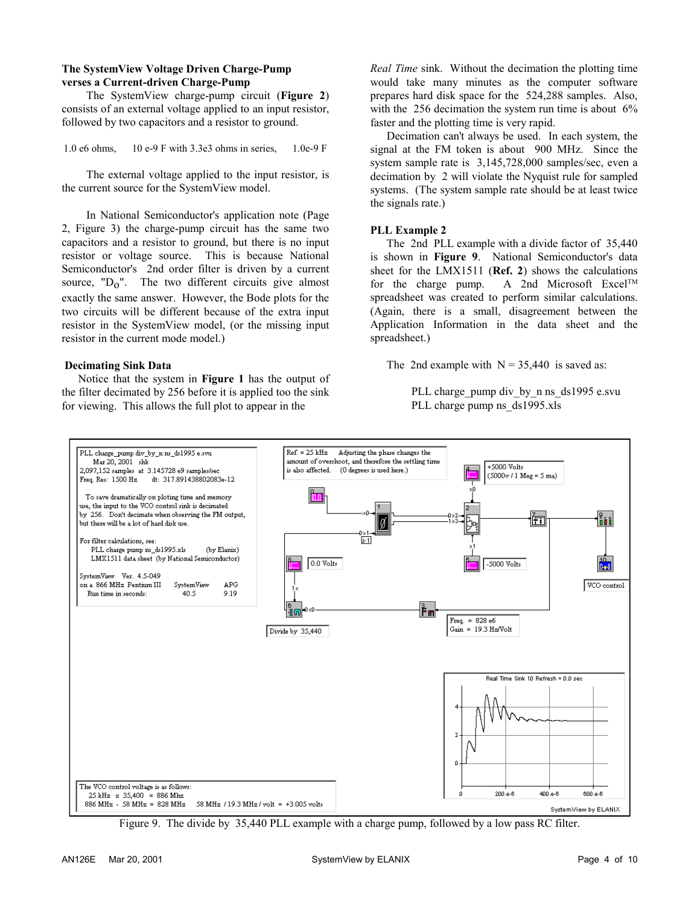**The SystemView Voltage Driven Charge-Pump verses a Current-driven Charge-Pump**

The SystemView charge-pump circuit (**Figure 2**) consists of an external voltage applied to an input resistor, followed by two capacitors and a resistor to ground.

1.0 e6 ohms, 10 e-9 F with 3.3e3 ohms in series, 1.0e-9 F

The external voltage applied to the input resistor, is the current source for the SystemView model.

In National Semiconductor's application note (Page 2, Figure 3) the charge-pump circuit has the same two capacitors and a resistor to ground, but there is no input resistor or voltage source. This is because National Semiconductor's 2nd order filter is driven by a current source, "$D_O$". The two different circuits give almost exactly the same answer. However, the Bode plots for the two circuits will be different because of the extra input resistor in the SystemView model, (or the missing input resistor in the current mode model.)

**Decimating Sink Data**

Notice that the system in **Figure 1** has the output of the filter decimated by 256 before it is applied too the sink for viewing. This allows the full plot to appear in the *Real Time* sink. Without the decimation the plotting time would take many minutes as the computer software prepares hard disk space for the 524,288 samples. Also, with the 256 decimation the system run time is about 6% faster and the plotting time is very rapid.

Decimation can't always be used. In each system, the signal at the FM token is about 900 MHz. Since the system sample rate is 3,145,728,000 samples/sec, even a decimation by 2 will violate the Nyquist rule for sampled systems. (The system sample rate should be at least twice the signals rate.)

**PLL Example 2**

The 2nd PLL example with a divide factor of 35,440 is shown in **Figure 9**. National Semiconductor's data sheet for the LMX1511 (**Ref. 2**) shows the calculations for the charge pump. A 2nd Microsoft Excel™ spreadsheet was created to perform similar calculations. (Again, there is a small, disagreement between the Application Information in the data sheet and the spreadsheet.)

The 2nd example with N = 35,440 is saved as:

PLL charge_pump div_by_n ns_ds1995 e.svu
PLL charge pump ns_ds1995.xls

Figure 9. The divide by 35,440 PLL example with a charge pump, followed by a low pass RC filter.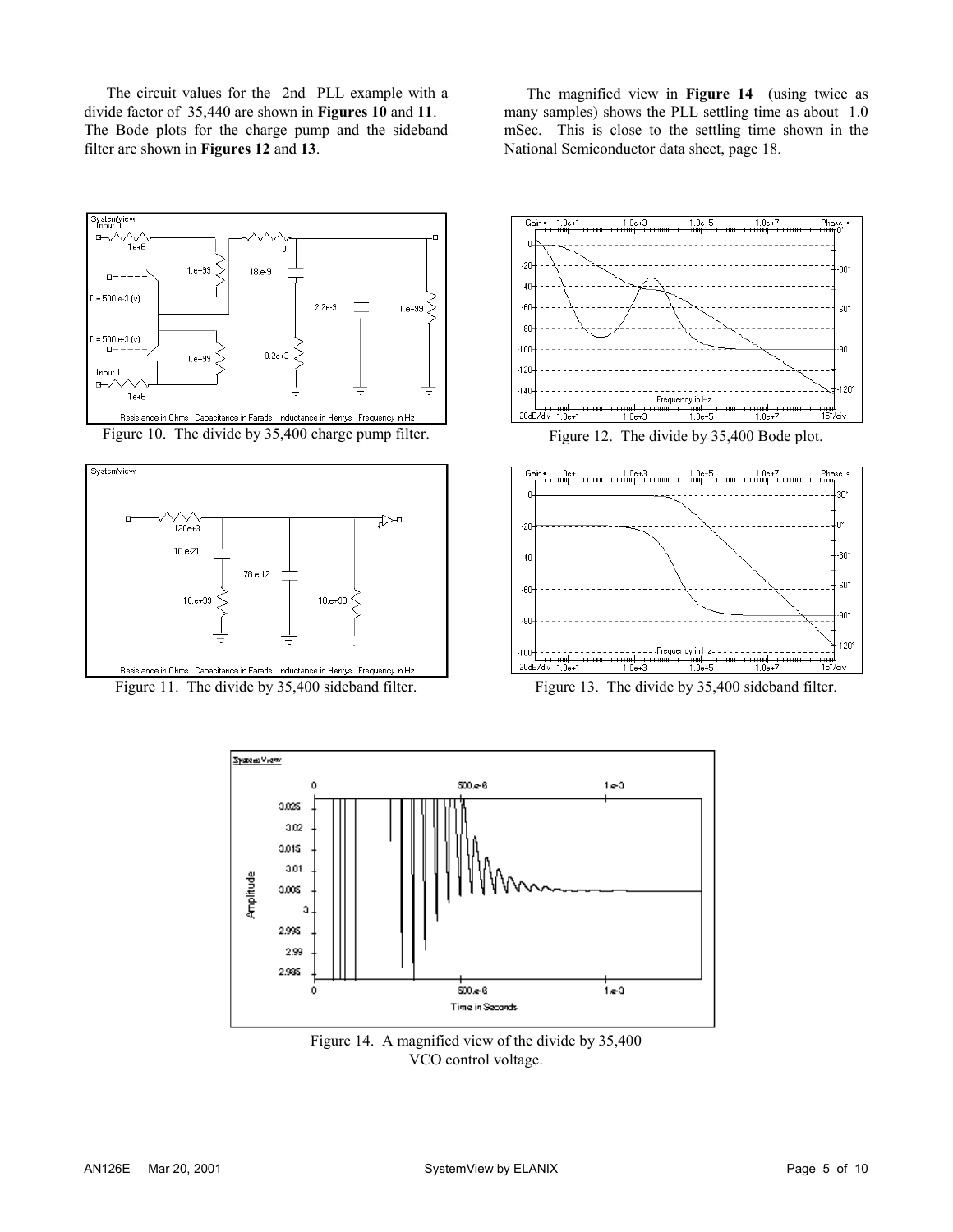The circuit values for the 2nd PLL example with a divide factor of 35,440 are shown in **Figures 10** and **11**. The Bode plots for the charge pump and the sideband filter are shown in **Figures 12** and **13**.

The magnified view in **Figure 14** (using twice as many samples) shows the PLL settling time as about 1.0 mSec. This is close to the settling time shown in the National Semiconductor data sheet, page 18.

Figure 10. The divide by 35,400 charge pump filter.

Figure 11. The divide by 35,400 sideband filter.

Figure 12. The divide by 35,400 Bode plot.

Figure 13. The divide by 35,400 sideband filter.

Figure 14. A magnified view of the divide by 35,400 VCO control voltage.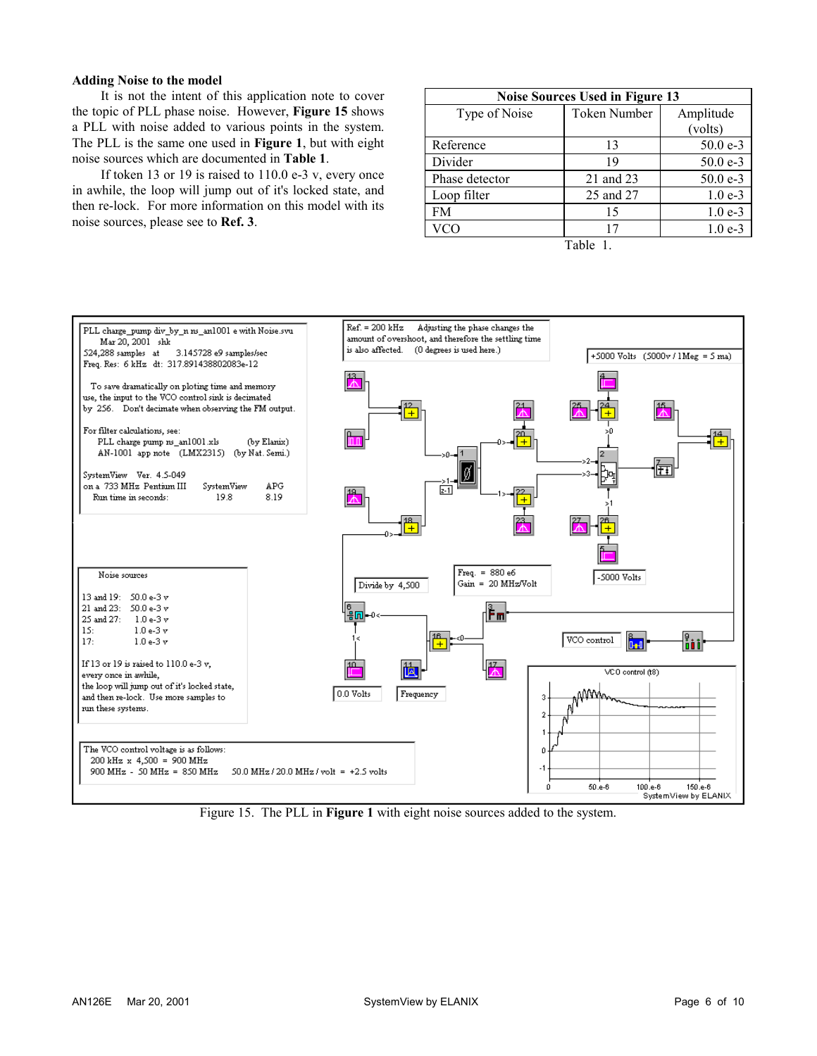### Adding Noise to the model

It is not the intent of this application note to cover the topic of PLL phase noise. However, **Figure 15** shows a PLL with noise added to various points in the system. The PLL is the same one used in **Figure 1**, but with eight noise sources which are documented in **Table 1**.

If token 13 or 19 is raised to 110.0 e-3 v, every once in awhile, the loop will jump out of it's locked state, and then re-lock. For more information on this model with its noise sources, please see to **Ref. 3**.

| **Noise Sources Used in Figure 13** | | |
|---|---|---|
| Type of Noise | Token Number | Amplitude (volts) |
| Reference | 13 | 50.0 e-3 |
| Divider | 19 | 50.0 e-3 |
| Phase detector | 21 and 23 | 50.0 e-3 |
| Loop filter | 25 and 27 | 1.0 e-3 |
| FM | 15 | 1.0 e-3 |
| VCO | 17 | 1.0 e-3 |

Table 1.

Figure 15. The PLL in **Figure 1** with eight noise sources added to the system.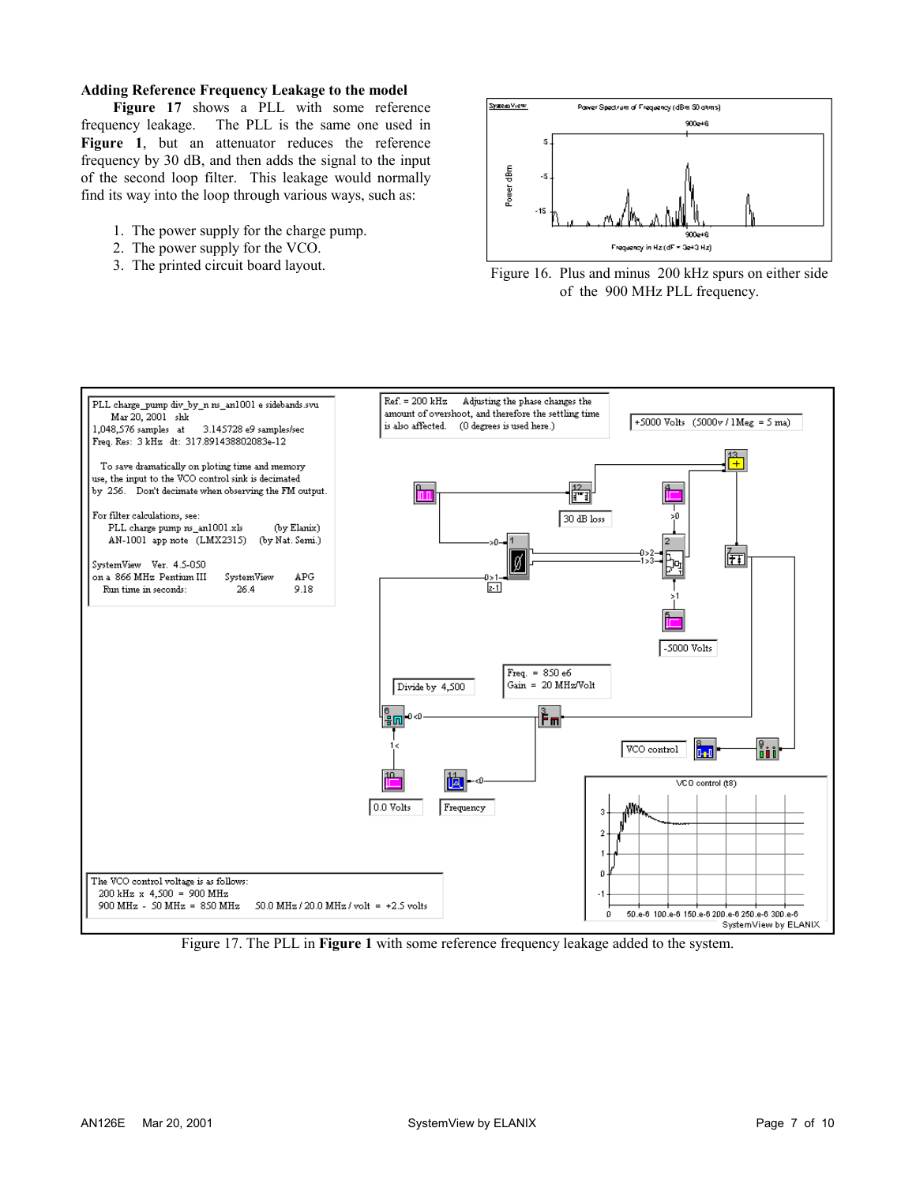### Adding Reference Frequency Leakage to the model

**Figure 17** shows a PLL with some reference frequency leakage. The PLL is the same one used in **Figure 1**, but an attenuator reduces the reference frequency by 30 dB, and then adds the signal to the input of the second loop filter. This leakage would normally find its way into the loop through various ways, such as:

1. The power supply for the charge pump.
2. The power supply for the VCO.
3. The printed circuit board layout.

Figure 16. Plus and minus 200 kHz spurs on either side of the 900 MHz PLL frequency.

Figure 17. The PLL in **Figure 1** with some reference frequency leakage added to the system.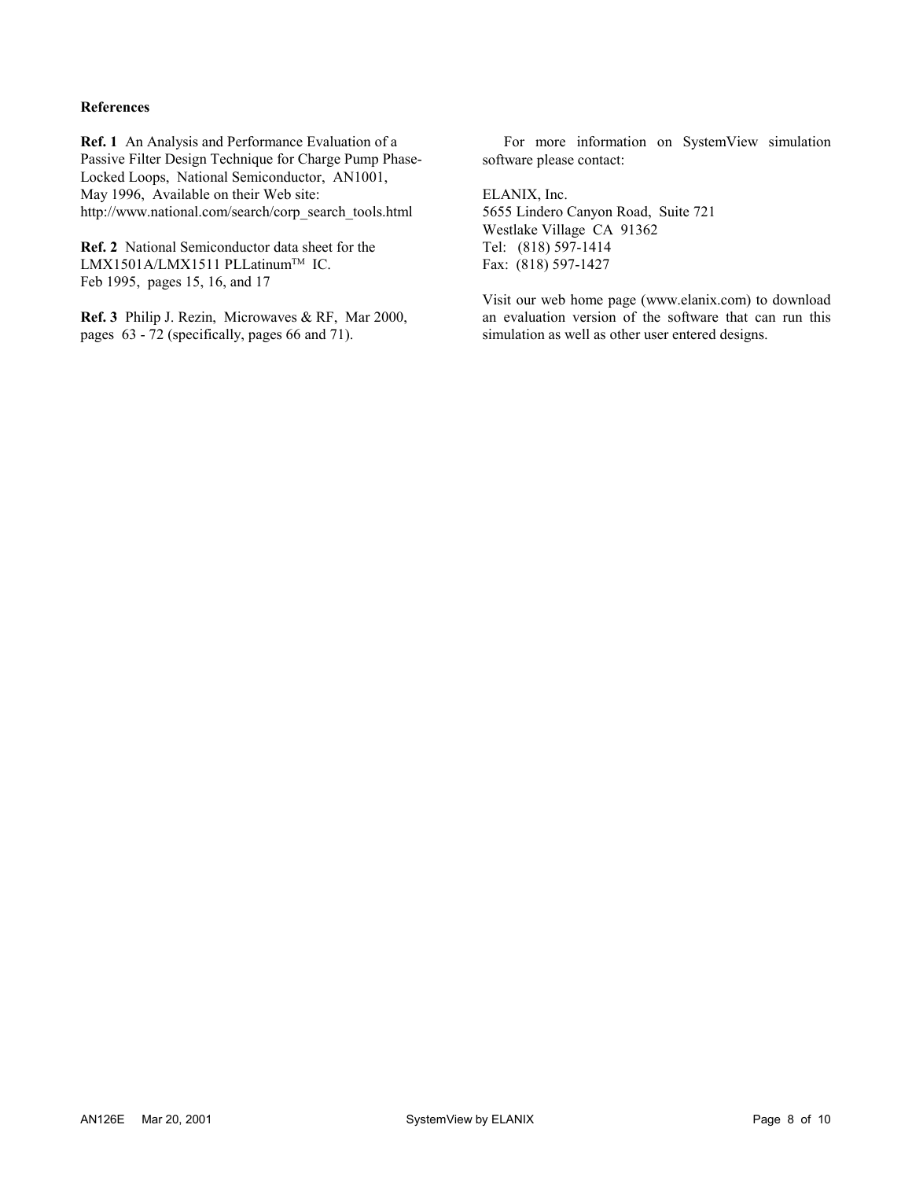**References**

**Ref. 1** An Analysis and Performance Evaluation of a Passive Filter Design Technique for Charge Pump Phase-Locked Loops, National Semiconductor, AN1001, May 1996, Available on their Web site: http://www.national.com/search/corp_search_tools.html

**Ref. 2** National Semiconductor data sheet for the LMX1501A/LMX1511 PLLatinum™ IC. Feb 1995, pages 15, 16, and 17

**Ref. 3** Philip J. Rezin, Microwaves & RF, Mar 2000, pages 63 - 72 (specifically, pages 66 and 71).

For more information on SystemView simulation software please contact:

ELANIX, Inc.
5655 Lindero Canyon Road, Suite 721
Westlake Village CA 91362
Tel: (818) 597-1414
Fax: (818) 597-1427

Visit our web home page (www.elanix.com) to download an evaluation version of the software that can run this simulation as well as other user entered designs.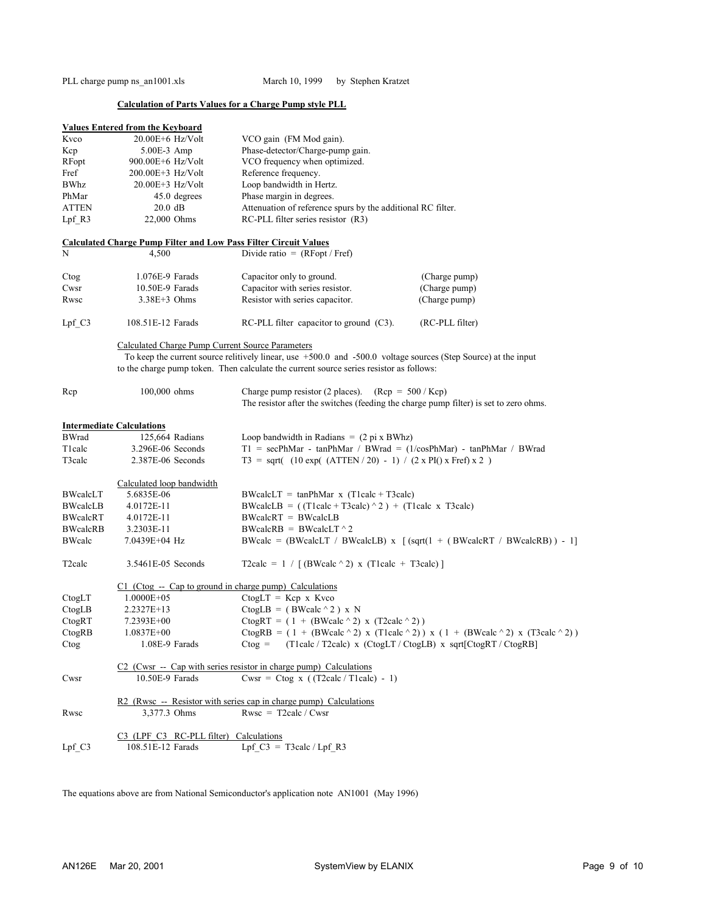PLL charge pump ns_an1001.xls March 10, 1999 by Stephen Kratzet

## Calculation of Parts Values for a Charge Pump style PLL

**Values Entered from the Keyboard**

| | | |
|---|---|---|
| Kvco | 20.00E+6 Hz/Volt | VCO gain (FM Mod gain). |
| Kcp | 5.00E-3 Amp | Phase-detector/Charge-pump gain. |
| RFopt | 900.00E+6 Hz/Volt | VCO frequency when optimized. |
| Fref | 200.00E+3 Hz/Volt | Reference frequency. |
| BWhz | 20.00E+3 Hz/Volt | Loop bandwidth in Hertz. |
| PhMar | 45.0 degrees | Phase margin in degrees. |
| ATTEN | 20.0 dB | Attenuation of reference spurs by the additional RC filter. |
| Lpf_R3 | 22,000 Ohms | RC-PLL filter series resistor (R3) |

**Calculated Charge Pump Filter and Low Pass Filter Circuit Values**

| | | | |
|---|---|---|---|
| N | 4,500 | Divide ratio = (RFopt / Fref) | |
| Ctog | 1.076E-9 Farads | Capacitor only to ground. | (Charge pump) |
| Cwsr | 10.50E-9 Farads | Capacitor with series resistor. | (Charge pump) |
| Rwsc | 3.38E+3 Ohms | Resistor with series capacitor. | (Charge pump) |
| Lpf_C3 | 108.51E-12 Farads | RC-PLL filter capacitor to ground (C3). | (RC-PLL filter) |

Calculated Charge Pump Current Source Parameters

To keep the current source relitively linear, use +500.0 and -500.0 voltage sources (Step Source) at the input to the charge pump token. Then calculate the current source series resistor as follows:

| | | |
|---|---|---|
| Rcp | 100,000 ohms | Charge pump resistor (2 places). (Rcp = 500 / Kcp) The resistor after the switches (feeding the charge pump filter) is set to zero ohms. |

**Intermediate Calculations**

| | | |
|---|---|---|
| BWrad | 125,664 Radians | Loop bandwidth in Radians = (2 pi x BWhz) |
| T1calc | 3.296E-06 Seconds | T1 = secPhMar - tanPhMar / BWrad = (1/cosPhMar) - tanPhMar / BWrad |
| T3calc | 2.387E-06 Seconds | T3 = sqrt( (10 exp( (ATTEN / 20) - 1) / (2 x PI() x Fref) x 2 ) |

Calculated loop bandwidth

| | | |
|---|---|---|
| BWcalcLT | 5.6835E-06 | BWcalcLT = tanPhMar x (T1calc + T3calc) |
| BWcalcLB | 4.0172E-11 | BWcalcLB = ( (T1calc + T3calc) ^ 2 ) + (T1calc x T3calc) |
| BWcalcRT | 4.0172E-11 | BWcalcRT = BWcalcLB |
| BWcalcRB | 3.2303E-11 | BWcalcRB = BWcalcLT ^ 2 |
| BWcalc | 7.0439E+04 Hz | BWcalc = (BWcalcLT / BWcalcLB) x [ (sqrt(1 + ( BWcalcRT / BWcalcRB) ) - 1] |
| T2calc | 3.5461E-05 Seconds | T2calc = 1 / [ (BWcalc ^ 2) x (T1calc + T3calc) ] |

C1 (Ctog -- Cap to ground in charge pump) Calculations

| | | |
|---|---|---|
| CtogLT | 1.0000E+05 | CtogLT = Kcp x Kvco |
| CtogLB | 2.2327E+13 | CtogLB = ( BWcalc ^ 2 ) x N |
| CtogRT | 7.2393E+00 | CtogRT = ( 1 + (BWcalc ^ 2) x (T2calc ^ 2) ) |
| CtogRB | 1.0837E+00 | CtogRB = ( 1 + (BWcalc ^ 2) x (T1calc ^ 2) ) x ( 1 + (BWcalc ^ 2) x (T3calc ^ 2) ) |
| Ctog | 1.08E-9 Farads | Ctog = (T1calc / T2calc) x (CtogLT / CtogLB) x sqrt[CtogRT / CtogRB] |

C2 (Cwsr -- Cap with series resistor in charge pump) Calculations

| | | |
|---|---|---|
| Cwsr | 10.50E-9 Farads | Cwsr = Ctog x ( (T2calc / T1calc) - 1) |

R2 (Rwsc -- Resistor with series cap in charge pump) Calculations

| | | |
|---|---|---|
| Rwsc | 3,377.3 Ohms | Rwsc = T2calc / Cwsr |

C3 (LPF_C3 RC-PLL filter) Calculations

| | | |
|---|---|---|
| Lpf_C3 | 108.51E-12 Farads | Lpf_C3 = T3calc / Lpf_R3 |

The equations above are from National Semiconductor's application note AN1001 (May 1996)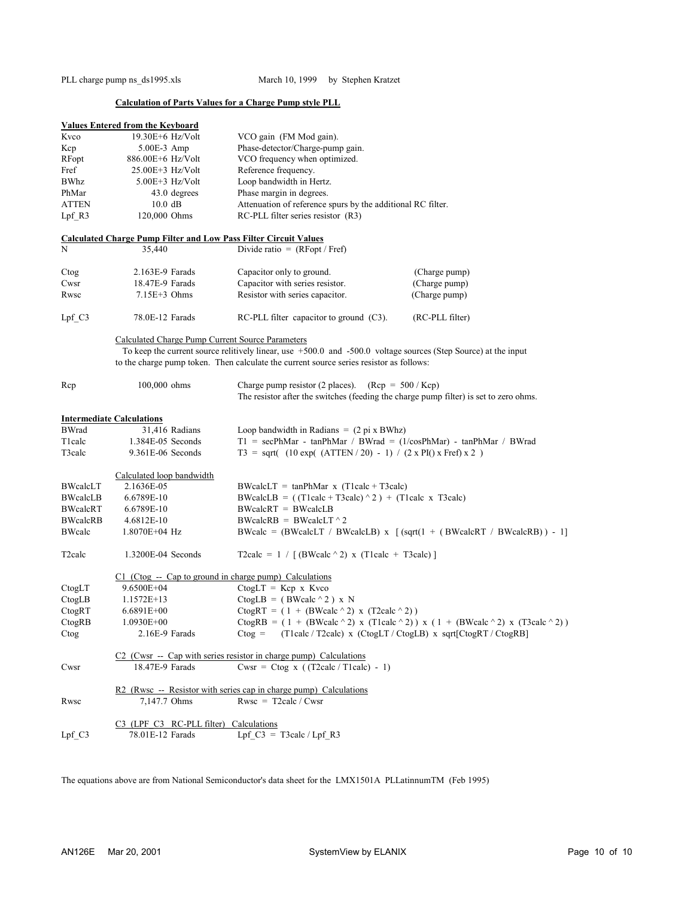PLL charge pump ns_ds1995.xls March 10, 1999 by Stephen Kratzet

**Calculation of Parts Values for a Charge Pump style PLL**

**Values Entered from the Keyboard**

| | | |
|---|---|---|
| Kvco | 19.30E+6 Hz/Volt | VCO gain (FM Mod gain). |
| Kcp | 5.00E-3 Amp | Phase-detector/Charge-pump gain. |
| RFopt | 886.00E+6 Hz/Volt | VCO frequency when optimized. |
| Fref | 25.00E+3 Hz/Volt | Reference frequency. |
| BWhz | 5.00E+3 Hz/Volt | Loop bandwidth in Hertz. |
| PhMar | 43.0 degrees | Phase margin in degrees. |
| ATTEN | 10.0 dB | Attenuation of reference spurs by the additional RC filter. |
| Lpf_R3 | 120,000 Ohms | RC-PLL filter series resistor (R3) |

**Calculated Charge Pump Filter and Low Pass Filter Circuit Values**

| | | | |
|---|---|---|---|
| N | 35,440 | Divide ratio = (RFopt / Fref) | |
| Ctog | 2.163E-9 Farads | Capacitor only to ground. | (Charge pump) |
| Cwsr | 18.47E-9 Farads | Capacitor with series resistor. | (Charge pump) |
| Rwsc | 7.15E+3 Ohms | Resistor with series capacitor. | (Charge pump) |
| Lpf_C3 | 78.0E-12 Farads | RC-PLL filter capacitor to ground (C3). | (RC-PLL filter) |

Calculated Charge Pump Current Source Parameters

To keep the current source relitively linear, use +500.0 and -500.0 voltage sources (Step Source) at the input to the charge pump token. Then calculate the current source series resistor as follows:

| | | |
|---|---|---|
| Rcp | 100,000 ohms | Charge pump resistor (2 places). (Rcp = 500 / Kcp) The resistor after the switches (feeding the charge pump filter) is set to zero ohms. |

**Intermediate Calculations**

| | | |
|---|---|---|
| BWrad | 31,416 Radians | Loop bandwidth in Radians = (2 pi x BWhz) |
| T1calc | 1.384E-05 Seconds | T1 = secPhMar - tanPhMar / BWrad = (1/cosPhMar) - tanPhMar / BWrad |
| T3calc | 9.361E-06 Seconds | T3 = sqrt( (10 exp( (ATTEN / 20) - 1) / (2 x PI() x Fref) x 2 ) |

Calculated loop bandwidth

| | | |
|---|---|---|
| BWcalcLT | 2.1636E-05 | BWcalcLT = tanPhMar x (T1calc + T3calc) |
| BWcalcLB | 6.6789E-10 | BWcalcLB = ( (T1calc + T3calc) ^ 2 ) + (T1calc x T3calc) |
| BWcalcRT | 6.6789E-10 | BWcalcRT = BWcalcLB |
| BWcalcRB | 4.6812E-10 | BWcalcRB = BWcalcLT ^ 2 |
| BWcalc | 1.8070E+04 Hz | BWcalc = (BWcalcLT / BWcalcLB) x [ (sqrt(1 + ( BWcalcRT / BWcalcRB) ) - 1] |
| T2calc | 1.3200E-04 Seconds | T2calc = 1 / [ (BWcalc ^ 2) x (T1calc + T3calc) ] |

C1 (Ctog -- Cap to ground in charge pump) Calculations

| | | |
|---|---|---|
| CtogLT | 9.6500E+04 | CtogLT = Kcp x Kvco |
| CtogLB | 1.1572E+13 | CtogLB = ( BWcalc ^ 2 ) x N |
| CtogRT | 6.6891E+00 | CtogRT = ( 1 + (BWcalc ^ 2) x (T2calc ^ 2) ) |
| CtogRB | 1.0930E+00 | CtogRB = ( 1 + (BWcalc ^ 2) x (T1calc ^ 2) ) x ( 1 + (BWcalc ^ 2) x (T3calc ^ 2) ) |
| Ctog | 2.16E-9 Farads | Ctog = (T1calc / T2calc) x (CtogLT / CtogLB) x sqrt[CtogRT / CtogRB] |

C2 (Cwsr -- Cap with series resistor in charge pump) Calculations

| | | |
|---|---|---|
| Cwsr | 18.47E-9 Farads | Cwsr = Ctog x ( (T2calc / T1calc) - 1) |

R2 (Rwsc -- Resistor with series cap in charge pump) Calculations

| | | |
|---|---|---|
| Rwsc | 7,147.7 Ohms | Rwsc = T2calc / Cwsr |

C3 (LPF_C3 RC-PLL filter) Calculations

| | | |
|---|---|---|
| Lpf_C3 | 78.01E-12 Farads | Lpf_C3 = T3calc / Lpf_R3 |

The equations above are from National Semiconductor's data sheet for the LMX1501A PLLatinnumTM (Feb 1995)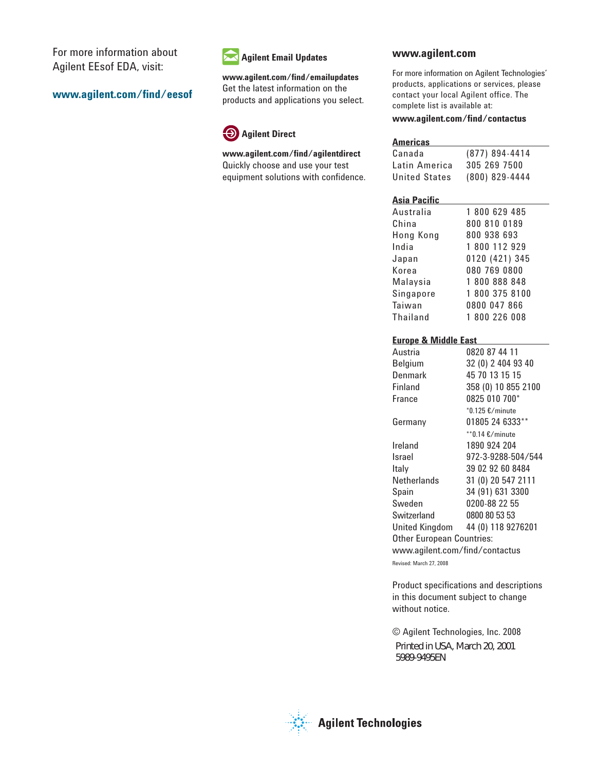For more information about Agilent EEsof EDA, visit:

**www.agilent.com/find/eesof**

**Agilent Email Updates**

**www.agilent.com/find/emailupdates**
Get the latest information on the products and applications you select.

**Agilent Direct**

**www.agilent.com/find/agilentdirect**
Quickly choose and use your test equipment solutions with confidence.

## www.agilent.com

For more information on Agilent Technologies' products, applications or services, please contact your local Agilent office. The complete list is available at:

**www.agilent.com/find/contactus**

**Americas**

| | |
|---|---|
| Canada | (877) 894-4414 |
| Latin America | 305 269 7500 |
| United States | (800) 829-4444 |

**Asia Pacific**

| | |
|---|---|
| Australia | 1 800 629 485 |
| China | 800 810 0189 |
| Hong Kong | 800 938 693 |
| India | 1 800 112 929 |
| Japan | 0120 (421) 345 |
| Korea | 080 769 0800 |
| Malaysia | 1 800 888 848 |
| Singapore | 1 800 375 8100 |
| Taiwan | 0800 047 866 |
| Thailand | 1 800 226 008 |

**Europe & Middle East**

| | |
|---|---|
| Austria | 0820 87 44 11 |
| Belgium | 32 (0) 2 404 93 40 |
| Denmark | 45 70 13 15 15 |
| Finland | 358 (0) 10 855 2100 |
| France | 0825 010 700* |
| | *0.125 €/minute |
| Germany | 01805 24 6333** |
| | **0.14 €/minute |
| Ireland | 1890 924 204 |
| Israel | 972-3-9288-504/544 |
| Italy | 39 02 92 60 8484 |
| Netherlands | 31 (0) 20 547 2111 |
| Spain | 34 (91) 631 3300 |
| Sweden | 0200-88 22 55 |
| Switzerland | 0800 80 53 53 |
| United Kingdom | 44 (0) 118 9276201 |

Other European Countries:
www.agilent.com/find/contactus

Revised: March 27, 2008

Product specifications and descriptions in this document subject to change without notice.

© Agilent Technologies, Inc. 2008
Printed in USA, March 20, 2001
5989-9495EN

Agilent Technologies